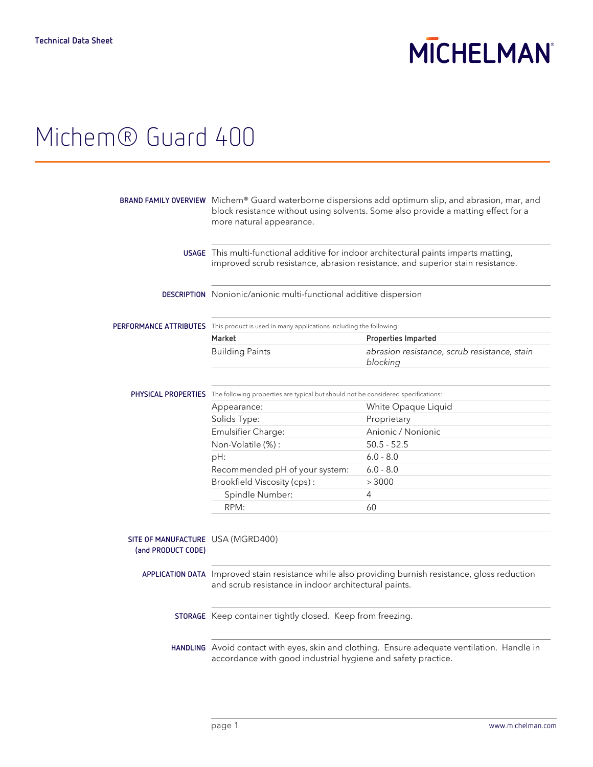Technical Data Sheet

MICHELMAN

# Michem® Guard 400

**BRAND FAMILY OVERVIEW** Michem® Guard waterborne dispersions add optimum slip, and abrasion, mar, and block resistance without using solvents. Some also provide a matting effect for a more natural appearance.

**USAGE** This multi-functional additive for indoor architectural paints imparts matting, improved scrub resistance, abrasion resistance, and superior stain resistance.

**DESCRIPTION** Nonionic/anionic multi-functional additive dispersion

**PERFORMANCE ATTRIBUTES** This product is used in many applications including the following:

| Market | Properties Imparted |
|---|---|
| Building Paints | *abrasion resistance, scrub resistance, stain blocking* |

**PHYSICAL PROPERTIES** The following properties are typical but should not be considered specifications:

| | |
|---|---|
| Appearance: | White Opaque Liquid |
| Solids Type: | Proprietary |
| Emulsifier Charge: | Anionic / Nonionic |
| Non-Volatile (%) : | 50.5 - 52.5 |
| pH: | 6.0 - 8.0 |
| Recommended pH of your system: | 6.0 - 8.0 |
| Brookfield Viscosity (cps) : | > 3000 |
| Spindle Number: | 4 |
| RPM: | 60 |

**SITE OF MANUFACTURE (and PRODUCT CODE)** USA (MGRD400)

**APPLICATION DATA** Improved stain resistance while also providing burnish resistance, gloss reduction and scrub resistance in indoor architectural paints.

**STORAGE** Keep container tightly closed. Keep from freezing.

**HANDLING** Avoid contact with eyes, skin and clothing. Ensure adequate ventilation. Handle in accordance with good industrial hygiene and safety practice.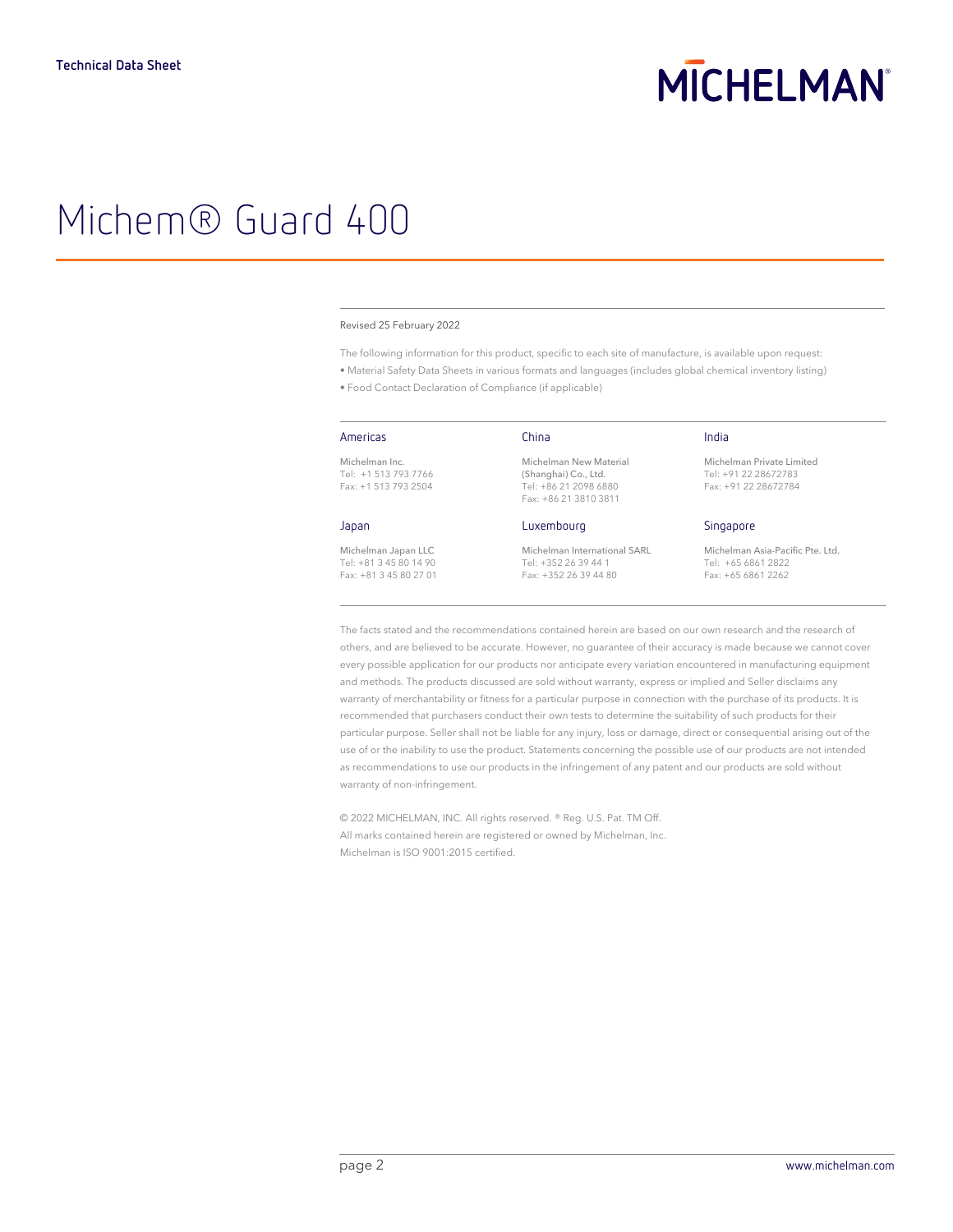# Michem® Guard 400

Revised 25 February 2022

The following information for this product, specific to each site of manufacture, is available upon request:

- Material Safety Data Sheets in various formats and languages (includes global chemical inventory listing)
- Food Contact Declaration of Compliance (if applicable)

### Americas

Michelman Inc.
Tel: +1 513 793 7766
Fax: +1 513 793 2504

### China

Michelman New Material (Shanghai) Co., Ltd.
Tel: +86 21 2098 6880
Fax: +86 21 3810 3811

### India

Michelman Private Limited
Tel: +91 22 28672783
Fax: +91 22 28672784

### Japan

Michelman Japan LLC
Tel: +81 3 45 80 14 90
Fax: +81 3 45 80 27 01

### Luxembourg

Michelman International SARL
Tel: +352 26 39 44 1
Fax: +352 26 39 44 80

### Singapore

Michelman Asia-Pacific Pte. Ltd.
Tel: +65 6861 2822
Fax: +65 6861 2262

The facts stated and the recommendations contained herein are based on our own research and the research of others, and are believed to be accurate. However, no guarantee of their accuracy is made because we cannot cover every possible application for our products nor anticipate every variation encountered in manufacturing equipment and methods. The products discussed are sold without warranty, express or implied and Seller disclaims any warranty of merchantability or fitness for a particular purpose in connection with the purchase of its products. It is recommended that purchasers conduct their own tests to determine the suitability of such products for their particular purpose. Seller shall not be liable for any injury, loss or damage, direct or consequential arising out of the use of or the inability to use the product. Statements concerning the possible use of our products are not intended as recommendations to use our products in the infringement of any patent and our products are sold without warranty of non-infringement.

© 2022 MICHELMAN, INC. All rights reserved. ® Reg. U.S. Pat. TM Off.
All marks contained herein are registered or owned by Michelman, Inc.
Michelman is ISO 9001:2015 certified.